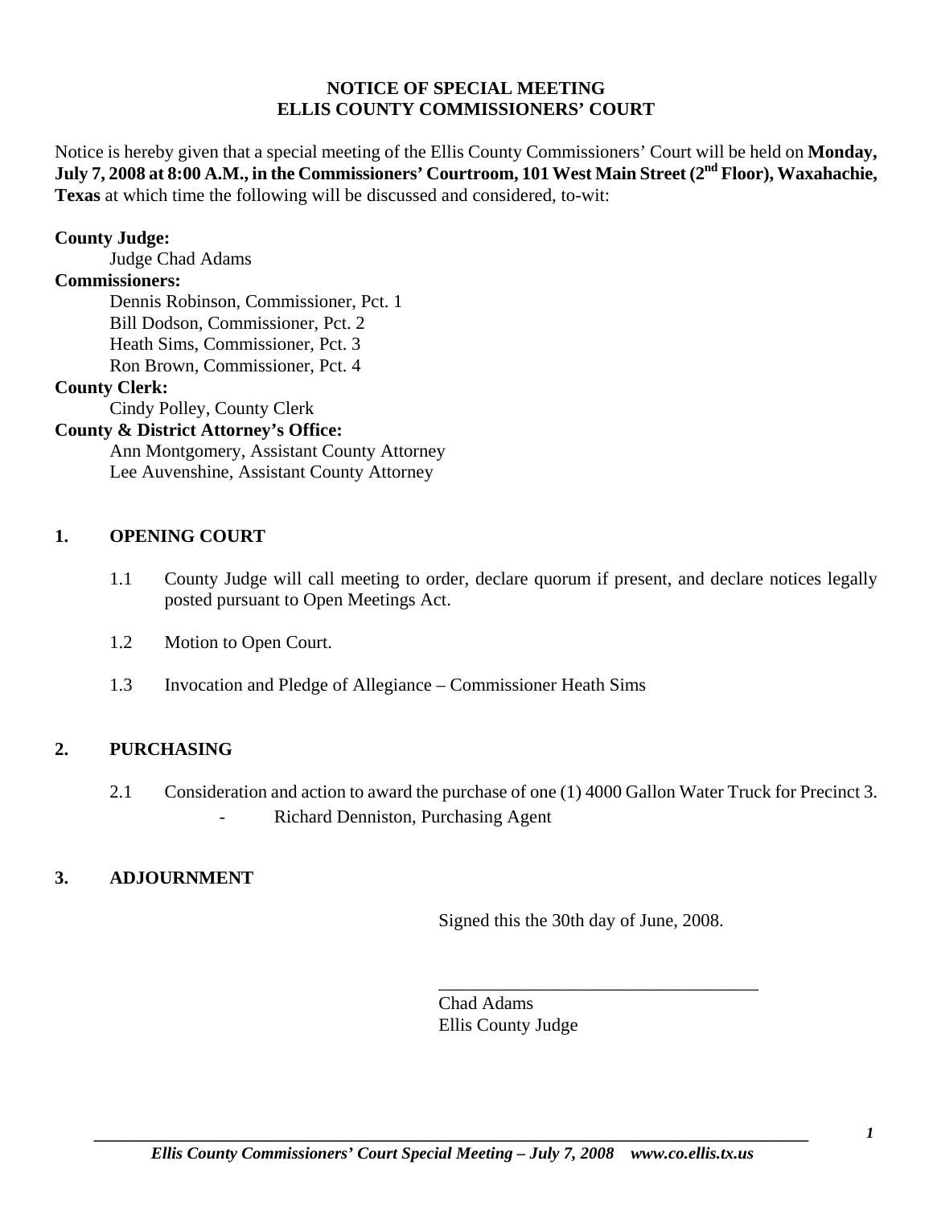# NOTICE OF SPECIAL MEETING
# ELLIS COUNTY COMMISSIONERS' COURT

Notice is hereby given that a special meeting of the Ellis County Commissioners' Court will be held on **Monday, July 7, 2008 at 8:00 A.M., in the Commissioners' Courtroom, 101 West Main Street (2nd Floor), Waxahachie, Texas** at which time the following will be discussed and considered, to-wit:

**County Judge:**
Judge Chad Adams

**Commissioners:**
Dennis Robinson, Commissioner, Pct. 1
Bill Dodson, Commissioner, Pct. 2
Heath Sims, Commissioner, Pct. 3
Ron Brown, Commissioner, Pct. 4

**County Clerk:**
Cindy Polley, County Clerk

**County & District Attorney's Office:**
Ann Montgomery, Assistant County Attorney
Lee Auvenshine, Assistant County Attorney

## 1. OPENING COURT

1.1 County Judge will call meeting to order, declare quorum if present, and declare notices legally posted pursuant to Open Meetings Act.

1.2 Motion to Open Court.

1.3 Invocation and Pledge of Allegiance – Commissioner Heath Sims

## 2. PURCHASING

2.1 Consideration and action to award the purchase of one (1) 4000 Gallon Water Truck for Precinct 3.
- Richard Denniston, Purchasing Agent

## 3. ADJOURNMENT

Signed this the 30th day of June, 2008.

\_\_\_\_\_\_\_\_\_\_\_\_\_\_\_\_\_\_\_\_\_\_\_\_\_\_\_\_\_\_\_\_\_\_\_\_
Chad Adams
Ellis County Judge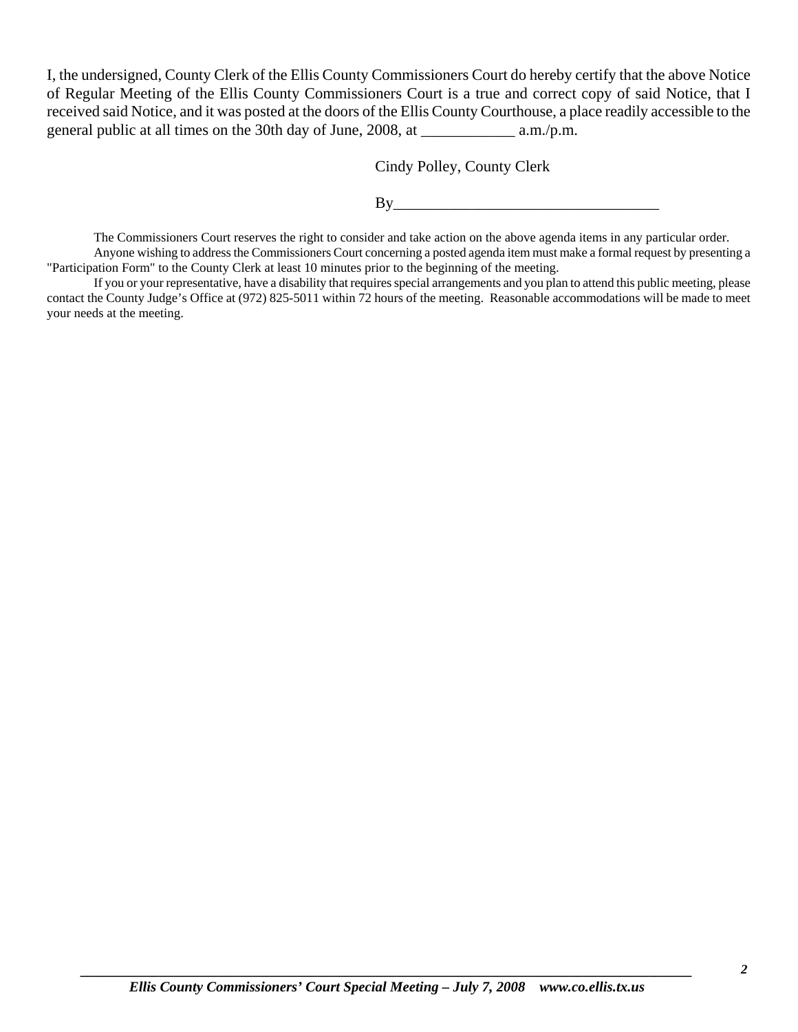I, the undersigned, County Clerk of the Ellis County Commissioners Court do hereby certify that the above Notice of Regular Meeting of the Ellis County Commissioners Court is a true and correct copy of said Notice, that I received said Notice, and it was posted at the doors of the Ellis County Courthouse, a place readily accessible to the general public at all times on the 30th day of June, 2008, at ____________ a.m./p.m.

Cindy Polley, County Clerk

By__________________________________

The Commissioners Court reserves the right to consider and take action on the above agenda items in any particular order.

Anyone wishing to address the Commissioners Court concerning a posted agenda item must make a formal request by presenting a "Participation Form" to the County Clerk at least 10 minutes prior to the beginning of the meeting.

If you or your representative, have a disability that requires special arrangements and you plan to attend this public meeting, please contact the County Judge's Office at (972) 825-5011 within 72 hours of the meeting. Reasonable accommodations will be made to meet your needs at the meeting.